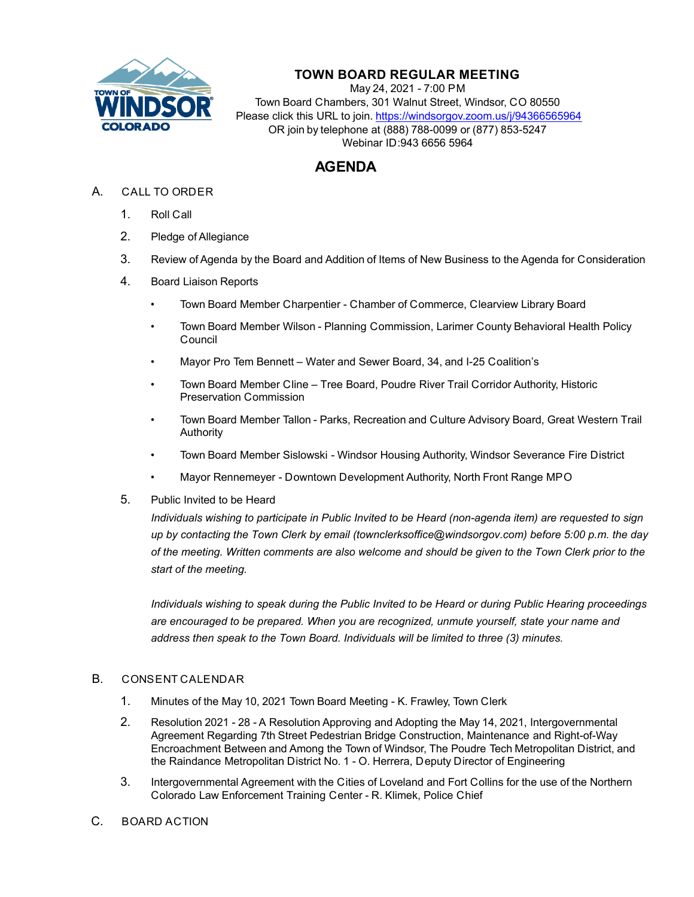# TOWN BOARD REGULAR MEETING

May 24, 2021 - 7:00 PM
Town Board Chambers, 301 Walnut Street, Windsor, CO 80550
Please click this URL to join. https://windsorgov.zoom.us/j/94366565964
OR join by telephone at (888) 788-0099 or (877) 853-5247
Webinar ID:943 6656 5964

## AGENDA

A. CALL TO ORDER

1. Roll Call
2. Pledge of Allegiance
3. Review of Agenda by the Board and Addition of Items of New Business to the Agenda for Consideration
4. Board Liaison Reports
   - Town Board Member Charpentier - Chamber of Commerce, Clearview Library Board
   - Town Board Member Wilson - Planning Commission, Larimer County Behavioral Health Policy Council
   - Mayor Pro Tem Bennett – Water and Sewer Board, 34, and I-25 Coalition's
   - Town Board Member Cline – Tree Board, Poudre River Trail Corridor Authority, Historic Preservation Commission
   - Town Board Member Tallon - Parks, Recreation and Culture Advisory Board, Great Western Trail Authority
   - Town Board Member Sislowski - Windsor Housing Authority, Windsor Severance Fire District
   - Mayor Rennemeyer - Downtown Development Authority, North Front Range MPO
5. Public Invited to be Heard

   *Individuals wishing to participate in Public Invited to be Heard (non-agenda item) are requested to sign up by contacting the Town Clerk by email (townclerksoffice@windsorgov.com) before 5:00 p.m. the day of the meeting. Written comments are also welcome and should be given to the Town Clerk prior to the start of the meeting.*

   *Individuals wishing to speak during the Public Invited to be Heard or during Public Hearing proceedings are encouraged to be prepared. When you are recognized, unmute yourself, state your name and address then speak to the Town Board. Individuals will be limited to three (3) minutes.*

B. CONSENT CALENDAR

1. Minutes of the May 10, 2021 Town Board Meeting - K. Frawley, Town Clerk
2. Resolution 2021 - 28 - A Resolution Approving and Adopting the May 14, 2021, Intergovernmental Agreement Regarding 7th Street Pedestrian Bridge Construction, Maintenance and Right-of-Way Encroachment Between and Among the Town of Windsor, The Poudre Tech Metropolitan District, and the Raindance Metropolitan District No. 1 - O. Herrera, Deputy Director of Engineering
3. Intergovernmental Agreement with the Cities of Loveland and Fort Collins for the use of the Northern Colorado Law Enforcement Training Center - R. Klimek, Police Chief

C. BOARD ACTION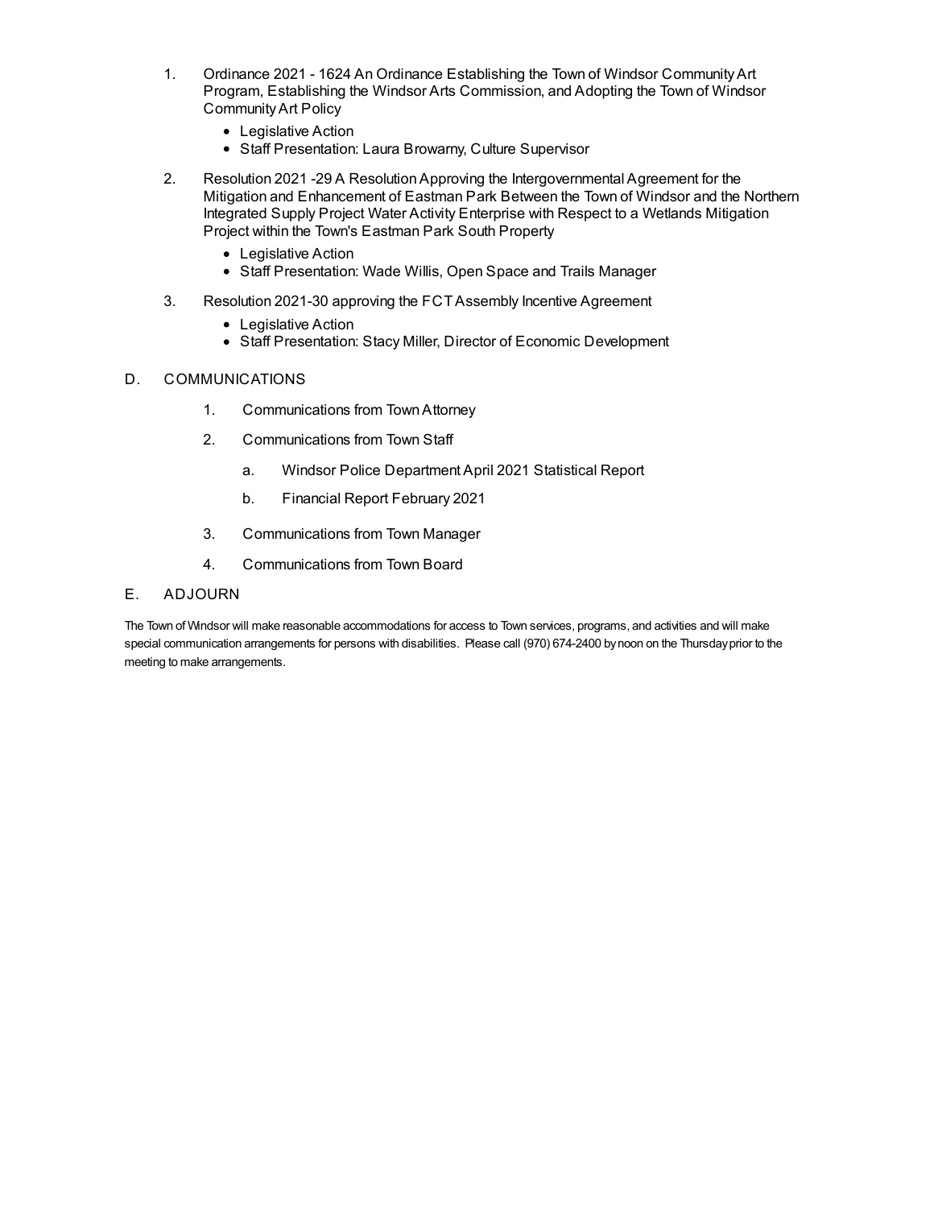1. Ordinance 2021 - 1624 An Ordinance Establishing the Town of Windsor Community Art Program, Establishing the Windsor Arts Commission, and Adopting the Town of Windsor Community Art Policy
   - Legislative Action
   - Staff Presentation: Laura Browarny, Culture Supervisor
2. Resolution 2021 -29 A Resolution Approving the Intergovernmental Agreement for the Mitigation and Enhancement of Eastman Park Between the Town of Windsor and the Northern Integrated Supply Project Water Activity Enterprise with Respect to a Wetlands Mitigation Project within the Town's Eastman Park South Property
   - Legislative Action
   - Staff Presentation: Wade Willis, Open Space and Trails Manager
3. Resolution 2021-30 approving the FCT Assembly Incentive Agreement
   - Legislative Action
   - Staff Presentation: Stacy Miller, Director of Economic Development

D. COMMUNICATIONS

1. Communications from Town Attorney
2. Communications from Town Staff
   a. Windsor Police Department April 2021 Statistical Report
   b. Financial Report February 2021
3. Communications from Town Manager
4. Communications from Town Board

E. ADJOURN

The Town of Windsor will make reasonable accommodations for access to Town services, programs, and activities and will make special communication arrangements for persons with disabilities. Please call (970) 674-2400 by noon on the Thursday prior to the meeting to make arrangements.